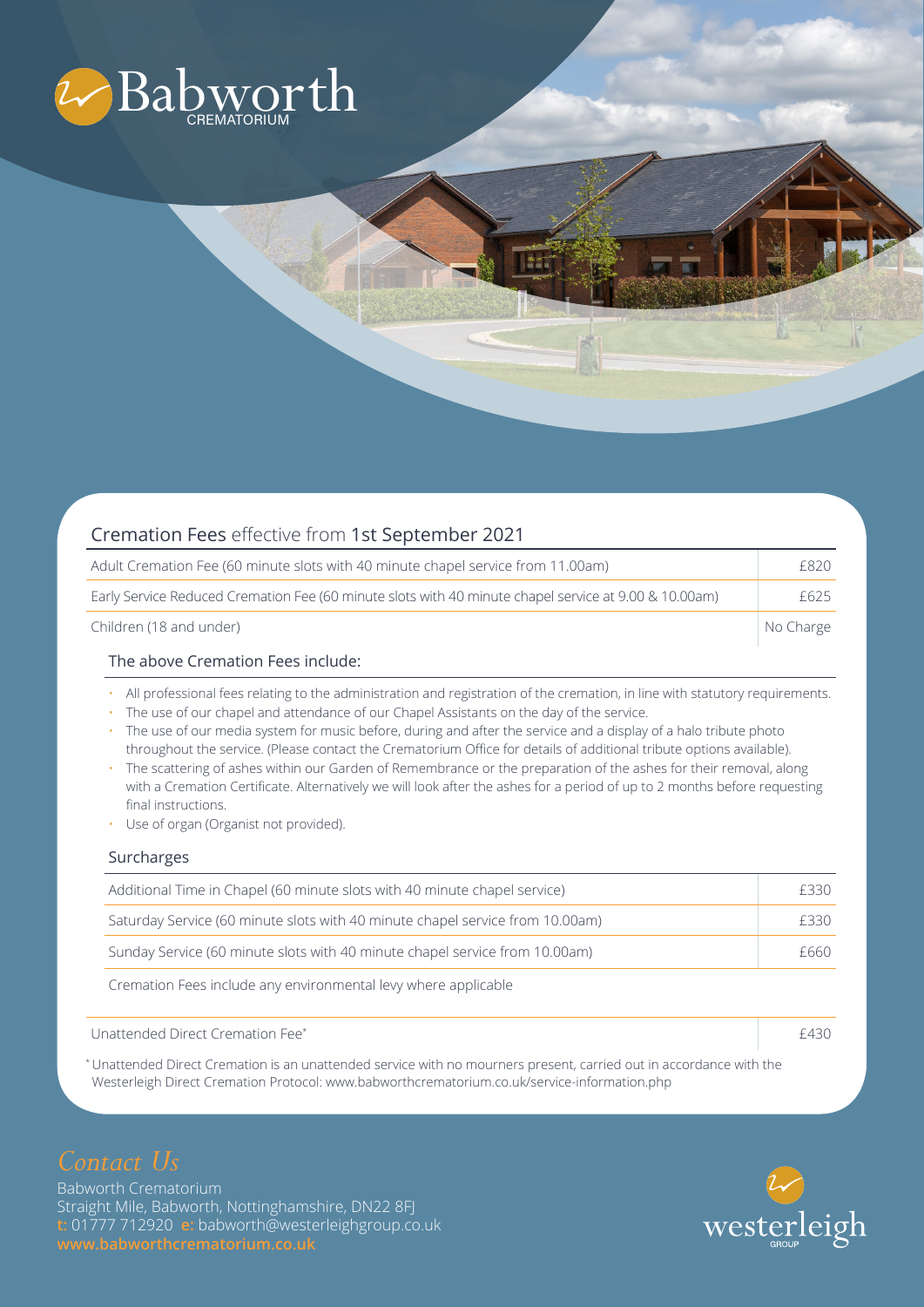# Babworth CREMATORIUM

## Cremation Fees effective from 1st September 2021

| Item | Fee |
| --- | --- |
| Adult Cremation Fee (60 minute slots with 40 minute chapel service from 11.00am) | £820 |
| Early Service Reduced Cremation Fee (60 minute slots with 40 minute chapel service at 9.00 & 10.00am) | £625 |
| Children (18 and under) | No Charge |

### The above Cremation Fees include:

- All professional fees relating to the administration and registration of the cremation, in line with statutory requirements.
- The use of our chapel and attendance of our Chapel Assistants on the day of the service.
- The use of our media system for music before, during and after the service and a display of a halo tribute photo throughout the service. (Please contact the Crematorium Office for details of additional tribute options available).
- The scattering of ashes within our Garden of Remembrance or the preparation of the ashes for their removal, along with a Cremation Certificate. Alternatively we will look after the ashes for a period of up to 2 months before requesting final instructions.
- Use of organ (Organist not provided).

### Surcharges

| Surcharge | Fee |
| --- | --- |
| Additional Time in Chapel (60 minute slots with 40 minute chapel service) | £330 |
| Saturday Service (60 minute slots with 40 minute chapel service from 10.00am) | £330 |
| Sunday Service (60 minute slots with 40 minute chapel service from 10.00am) | £660 |

Cremation Fees include any environmental levy where applicable

| Item | Fee |
| --- | --- |
| Unattended Direct Cremation Fee* | £430 |

*Unattended Direct Cremation is an unattended service with no mourners present, carried out in accordance with the Westerleigh Direct Cremation Protocol: www.babworthcrematorium.co.uk/service-information.php

## *Contact Us*

Babworth Crematorium
Straight Mile, Babworth, Nottinghamshire, DN22 8FJ
**t:** 01777 712920 **e:** babworth@westerleighgroup.co.uk
**www.babworthcrematorium.co.uk**

westerleigh GROUP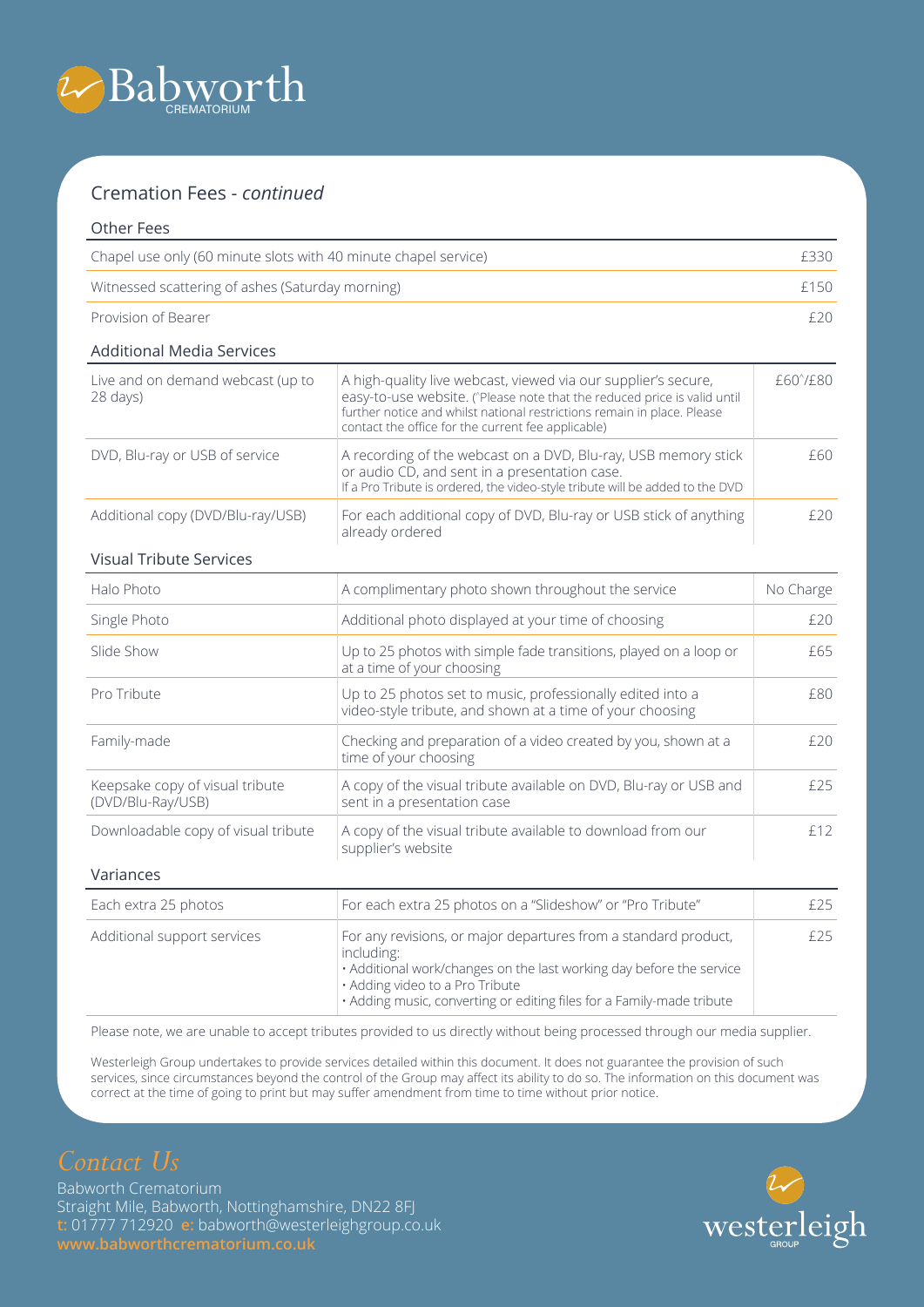Babworth CREMATORIUM

## Cremation Fees - *continued*

### Other Fees

| | |
|---|---|
| Chapel use only (60 minute slots with 40 minute chapel service) | £330 |
| Witnessed scattering of ashes (Saturday morning) | £150 |
| Provision of Bearer | £20 |

### Additional Media Services

| | | |
|---|---|---|
| Live and on demand webcast (up to 28 days) | A high-quality live webcast, viewed via our supplier's secure, easy-to-use website. (^Please note that the reduced price is valid until further notice and whilst national restrictions remain in place. Please contact the office for the current fee applicable) | £60^/£80 |
| DVD, Blu-ray or USB of service | A recording of the webcast on a DVD, Blu-ray, USB memory stick or audio CD, and sent in a presentation case. If a Pro Tribute is ordered, the video-style tribute will be added to the DVD | £60 |
| Additional copy (DVD/Blu-ray/USB) | For each additional copy of DVD, Blu-ray or USB stick of anything already ordered | £20 |

### Visual Tribute Services

| | | |
|---|---|---|
| Halo Photo | A complimentary photo shown throughout the service | No Charge |
| Single Photo | Additional photo displayed at your time of choosing | £20 |
| Slide Show | Up to 25 photos with simple fade transitions, played on a loop or at a time of your choosing | £65 |
| Pro Tribute | Up to 25 photos set to music, professionally edited into a video-style tribute, and shown at a time of your choosing | £80 |
| Family-made | Checking and preparation of a video created by you, shown at a time of your choosing | £20 |
| Keepsake copy of visual tribute (DVD/Blu-Ray/USB) | A copy of the visual tribute available on DVD, Blu-ray or USB and sent in a presentation case | £25 |
| Downloadable copy of visual tribute | A copy of the visual tribute available to download from our supplier's website | £12 |

### Variances

| | | |
|---|---|---|
| Each extra 25 photos | For each extra 25 photos on a "Slideshow" or "Pro Tribute" | £25 |
| Additional support services | For any revisions, or major departures from a standard product, including:<br>• Additional work/changes on the last working day before the service<br>• Adding video to a Pro Tribute<br>• Adding music, converting or editing files for a Family-made tribute | £25 |

Please note, we are unable to accept tributes provided to us directly without being processed through our media supplier.

Westerleigh Group undertakes to provide services detailed within this document. It does not guarantee the provision of such services, since circumstances beyond the control of the Group may affect its ability to do so. The information on this document was correct at the time of going to print but may suffer amendment from time to time without prior notice.

## *Contact Us*

Babworth Crematorium
Straight Mile, Babworth, Nottinghamshire, DN22 8FJ
**t:** 01777 712920 **e:** babworth@westerleighgroup.co.uk
**www.babworthcrematorium.co.uk**

westerleigh GROUP